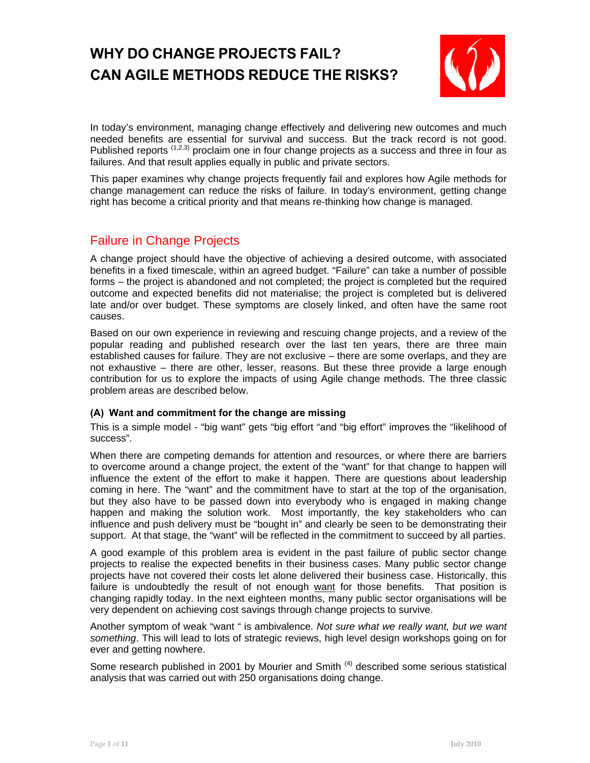# WHY DO CHANGE PROJECTS FAIL? CAN AGILE METHODS REDUCE THE RISKS?

In today's environment, managing change effectively and delivering new outcomes and much needed benefits are essential for survival and success. But the track record is not good. Published reports [1,2,3] proclaim one in four change projects as a success and three in four as failures. And that result applies equally in public and private sectors.

This paper examines why change projects frequently fail and explores how Agile methods for change management can reduce the risks of failure. In today's environment, getting change right has become a critical priority and that means re-thinking how change is managed.

## Failure in Change Projects

A change project should have the objective of achieving a desired outcome, with associated benefits in a fixed timescale, within an agreed budget. "Failure" can take a number of possible forms – the project is abandoned and not completed; the project is completed but the required outcome and expected benefits did not materialise; the project is completed but is delivered late and/or over budget. These symptoms are closely linked, and often have the same root causes.

Based on our own experience in reviewing and rescuing change projects, and a review of the popular reading and published research over the last ten years, there are three main established causes for failure. They are not exclusive – there are some overlaps, and they are not exhaustive – there are other, lesser, reasons. But these three provide a large enough contribution for us to explore the impacts of using Agile change methods. The three classic problem areas are described below.

### (A) Want and commitment for the change are missing

This is a simple model - "big want" gets "big effort "and "big effort" improves the "likelihood of success".

When there are competing demands for attention and resources, or where there are barriers to overcome around a change project, the extent of the "want" for that change to happen will influence the extent of the effort to make it happen. There are questions about leadership coming in here. The "want" and the commitment have to start at the top of the organisation, but they also have to be passed down into everybody who is engaged in making change happen and making the solution work. Most importantly, the key stakeholders who can influence and push delivery must be "bought in" and clearly be seen to be demonstrating their support. At that stage, the "want" will be reflected in the commitment to succeed by all parties.

A good example of this problem area is evident in the past failure of public sector change projects to realise the expected benefits in their business cases. Many public sector change projects have not covered their costs let alone delivered their business case. Historically, this failure is undoubtedly the result of not enough <u>want</u> for those benefits. That position is changing rapidly today. In the next eighteen months, many public sector organisations will be very dependent on achieving cost savings through change projects to survive.

Another symptom of weak "want " is ambivalence. *Not sure what we really want, but we want something*. This will lead to lots of strategic reviews, high level design workshops going on for ever and getting nowhere.

Some research published in 2001 by Mourier and Smith [4] described some serious statistical analysis that was carried out with 250 organisations doing change.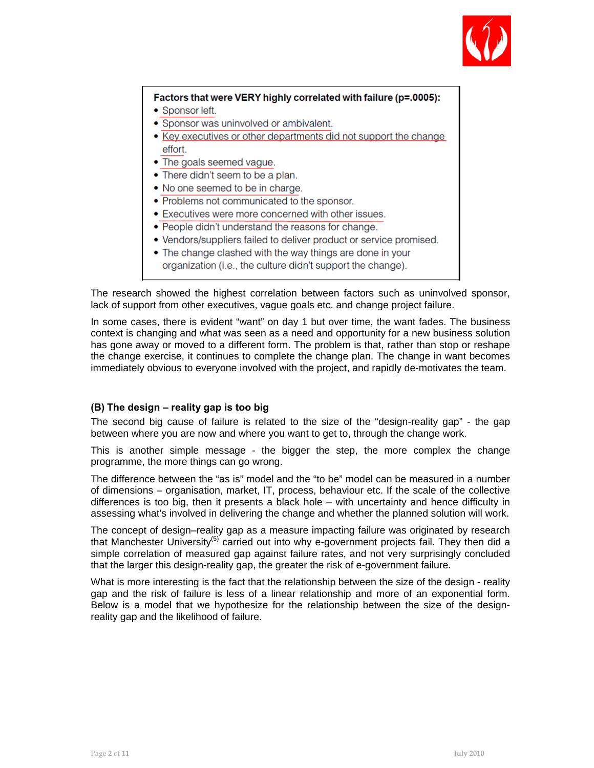**Factors that were VERY highly correlated with failure ($p=.0005$):**

- Sponsor left.
- Sponsor was uninvolved or ambivalent.
- Key executives or other departments did not support the change effort.
- The goals seemed vague.
- There didn't seem to be a plan.
- No one seemed to be in charge.
- Problems not communicated to the sponsor.
- Executives were more concerned with other issues.
- People didn't understand the reasons for change.
- Vendors/suppliers failed to deliver product or service promised.
- The change clashed with the way things are done in your organization (i.e., the culture didn't support the change).

The research showed the highest correlation between factors such as uninvolved sponsor, lack of support from other executives, vague goals etc. and change project failure.

In some cases, there is evident "want" on day 1 but over time, the want fades. The business context is changing and what was seen as a need and opportunity for a new business solution has gone away or moved to a different form. The problem is that, rather than stop or reshape the change exercise, it continues to complete the change plan. The change in want becomes immediately obvious to everyone involved with the project, and rapidly de-motivates the team.

### (B) The design – reality gap is too big

The second big cause of failure is related to the size of the "design-reality gap" - the gap between where you are now and where you want to get to, through the change work.

This is another simple message - the bigger the step, the more complex the change programme, the more things can go wrong.

The difference between the "as is" model and the "to be" model can be measured in a number of dimensions – organisation, market, IT, process, behaviour etc. If the scale of the collective differences is too big, then it presents a black hole – with uncertainty and hence difficulty in assessing what's involved in delivering the change and whether the planned solution will work.

The concept of design–reality gap as a measure impacting failure was originated by research that Manchester University[5] carried out into why e-government projects fail. They then did a simple correlation of measured gap against failure rates, and not very surprisingly concluded that the larger this design-reality gap, the greater the risk of e-government failure.

What is more interesting is the fact that the relationship between the size of the design - reality gap and the risk of failure is less of a linear relationship and more of an exponential form. Below is a model that we hypothesize for the relationship between the size of the design-reality gap and the likelihood of failure.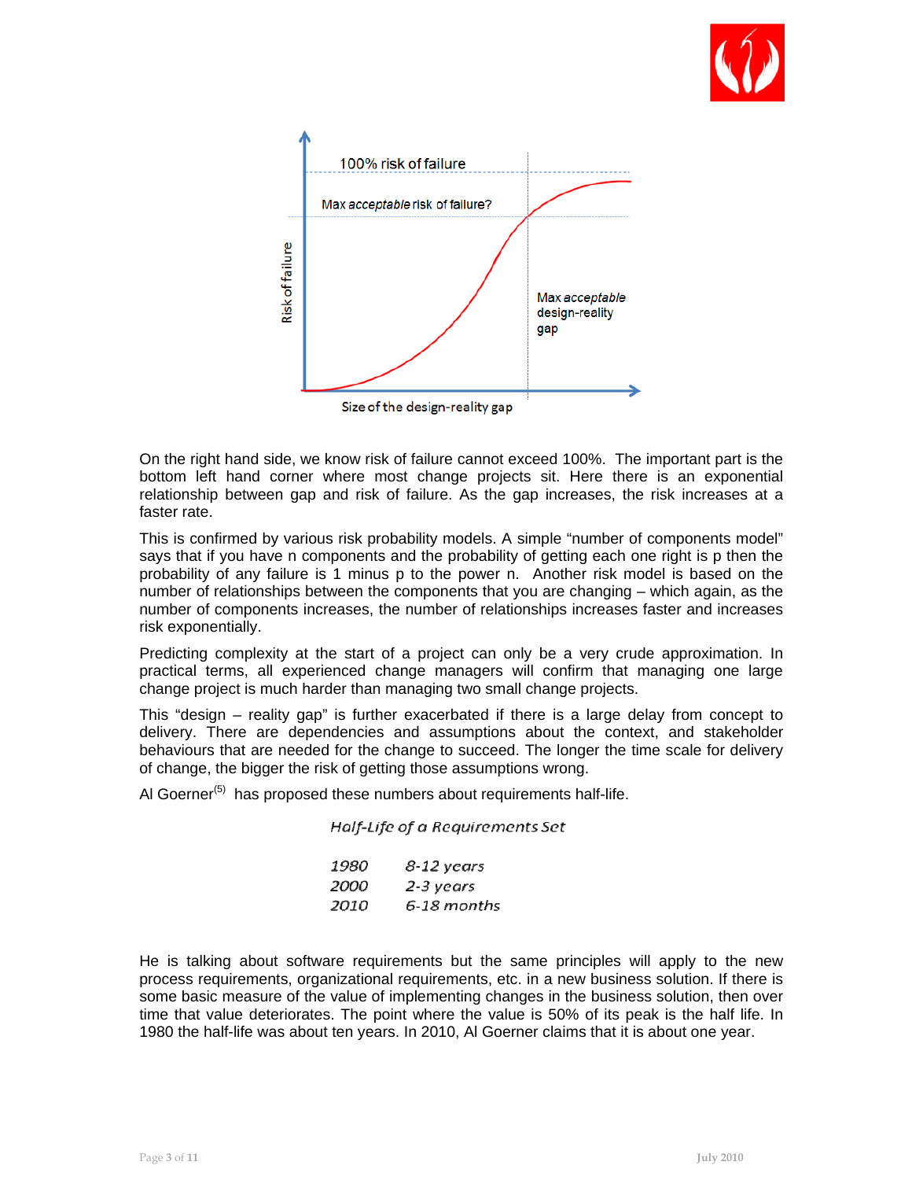On the right hand side, we know risk of failure cannot exceed 100%. The important part is the bottom left hand corner where most change projects sit. Here there is an exponential relationship between gap and risk of failure. As the gap increases, the risk increases at a faster rate.

This is confirmed by various risk probability models. A simple "number of components model" says that if you have n components and the probability of getting each one right is p then the probability of any failure is 1 minus p to the power n. Another risk model is based on the number of relationships between the components that you are changing – which again, as the number of components increases, the number of relationships increases faster and increases risk exponentially.

Predicting complexity at the start of a project can only be a very crude approximation. In practical terms, all experienced change managers will confirm that managing one large change project is much harder than managing two small change projects.

This "design – reality gap" is further exacerbated if there is a large delay from concept to delivery. There are dependencies and assumptions about the context, and stakeholder behaviours that are needed for the change to succeed. The longer the time scale for delivery of change, the bigger the risk of getting those assumptions wrong.

Al Goerner[5] has proposed these numbers about requirements half-life.

*Half-Life of a Requirements Set*

| | |
|---|---|
| *1980* | *8-12 years* |
| *2000* | *2-3 years* |
| *2010* | *6-18 months* |

He is talking about software requirements but the same principles will apply to the new process requirements, organizational requirements, etc. in a new business solution. If there is some basic measure of the value of implementing changes in the business solution, then over time that value deteriorates. The point where the value is 50% of its peak is the half life. In 1980 the half-life was about ten years. In 2010, Al Goerner claims that it is about one year.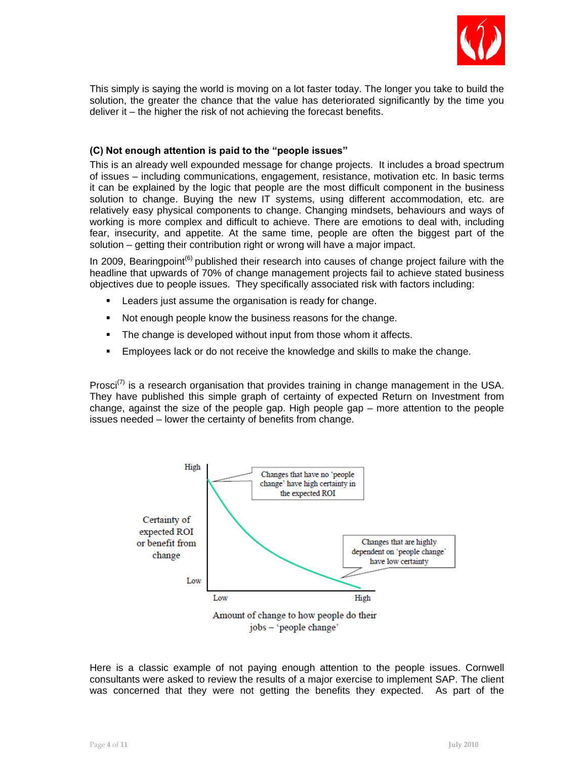This simply is saying the world is moving on a lot faster today. The longer you take to build the solution, the greater the chance that the value has deteriorated significantly by the time you deliver it – the higher the risk of not achieving the forecast benefits.

**(C) Not enough attention is paid to the "people issues"**

This is an already well expounded message for change projects. It includes a broad spectrum of issues – including communications, engagement, resistance, motivation etc. In basic terms it can be explained by the logic that people are the most difficult component in the business solution to change. Buying the new IT systems, using different accommodation, etc. are relatively easy physical components to change. Changing mindsets, behaviours and ways of working is more complex and difficult to achieve. There are emotions to deal with, including fear, insecurity, and appetite. At the same time, people are often the biggest part of the solution – getting their contribution right or wrong will have a major impact.

In 2009, Bearingpoint(6) published their research into causes of change project failure with the headline that upwards of 70% of change management projects fail to achieve stated business objectives due to people issues. They specifically associated risk with factors including:

- Leaders just assume the organisation is ready for change.
- Not enough people know the business reasons for the change.
- The change is developed without input from those whom it affects.
- Employees lack or do not receive the knowledge and skills to make the change.

Prosci(7) is a research organisation that provides training in change management in the USA. They have published this simple graph of certainty of expected Return on Investment from change, against the size of the people gap. High people gap – more attention to the people issues needed – lower the certainty of benefits from change.

High

Changes that have no 'people change' have high certainty in the expected ROI

Certainty of expected ROI or benefit from change

Changes that are highly dependent on 'people change' have low certainty

Low

Low High

Amount of change to how people do their jobs – 'people change'

Here is a classic example of not paying enough attention to the people issues. Cornwell consultants were asked to review the results of a major exercise to implement SAP. The client was concerned that they were not getting the benefits they expected. As part of the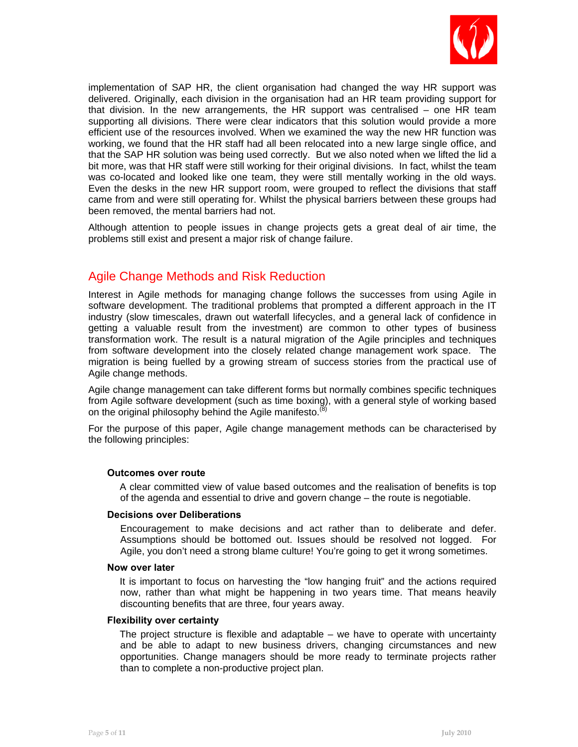implementation of SAP HR, the client organisation had changed the way HR support was delivered. Originally, each division in the organisation had an HR team providing support for that division. In the new arrangements, the HR support was centralised – one HR team supporting all divisions. There were clear indicators that this solution would provide a more efficient use of the resources involved. When we examined the way the new HR function was working, we found that the HR staff had all been relocated into a new large single office, and that the SAP HR solution was being used correctly. But we also noted when we lifted the lid a bit more, was that HR staff were still working for their original divisions. In fact, whilst the team was co-located and looked like one team, they were still mentally working in the old ways. Even the desks in the new HR support room, were grouped to reflect the divisions that staff came from and were still operating for. Whilst the physical barriers between these groups had been removed, the mental barriers had not.

Although attention to people issues in change projects gets a great deal of air time, the problems still exist and present a major risk of change failure.

## Agile Change Methods and Risk Reduction

Interest in Agile methods for managing change follows the successes from using Agile in software development. The traditional problems that prompted a different approach in the IT industry (slow timescales, drawn out waterfall lifecycles, and a general lack of confidence in getting a valuable result from the investment) are common to other types of business transformation work. The result is a natural migration of the Agile principles and techniques from software development into the closely related change management work space. The migration is being fuelled by a growing stream of success stories from the practical use of Agile change methods.

Agile change management can take different forms but normally combines specific techniques from Agile software development (such as time boxing), with a general style of working based on the original philosophy behind the Agile manifesto.[8]

For the purpose of this paper, Agile change management methods can be characterised by the following principles:

**Outcomes over route**

A clear committed view of value based outcomes and the realisation of benefits is top of the agenda and essential to drive and govern change – the route is negotiable.

**Decisions over Deliberations**

Encouragement to make decisions and act rather than to deliberate and defer. Assumptions should be bottomed out. Issues should be resolved not logged. For Agile, you don't need a strong blame culture! You're going to get it wrong sometimes.

**Now over later**

It is important to focus on harvesting the "low hanging fruit" and the actions required now, rather than what might be happening in two years time. That means heavily discounting benefits that are three, four years away.

**Flexibility over certainty**

The project structure is flexible and adaptable – we have to operate with uncertainty and be able to adapt to new business drivers, changing circumstances and new opportunities. Change managers should be more ready to terminate projects rather than to complete a non-productive project plan.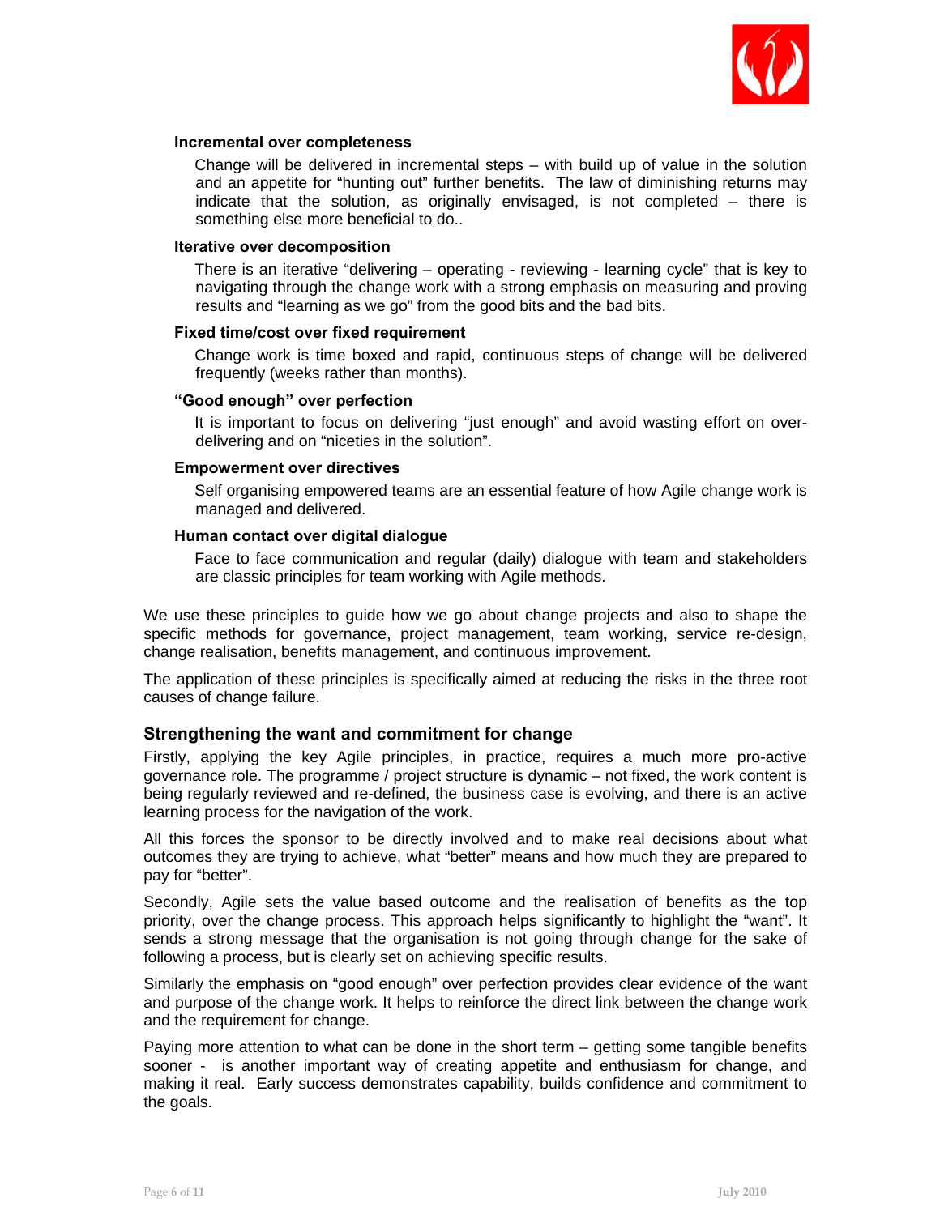**Incremental over completeness**

Change will be delivered in incremental steps – with build up of value in the solution and an appetite for "hunting out" further benefits. The law of diminishing returns may indicate that the solution, as originally envisaged, is not completed – there is something else more beneficial to do..

**Iterative over decomposition**

There is an iterative "delivering – operating - reviewing - learning cycle" that is key to navigating through the change work with a strong emphasis on measuring and proving results and "learning as we go" from the good bits and the bad bits.

**Fixed time/cost over fixed requirement**

Change work is time boxed and rapid, continuous steps of change will be delivered frequently (weeks rather than months).

**"Good enough" over perfection**

It is important to focus on delivering "just enough" and avoid wasting effort on over-delivering and on "niceties in the solution".

**Empowerment over directives**

Self organising empowered teams are an essential feature of how Agile change work is managed and delivered.

**Human contact over digital dialogue**

Face to face communication and regular (daily) dialogue with team and stakeholders are classic principles for team working with Agile methods.

We use these principles to guide how we go about change projects and also to shape the specific methods for governance, project management, team working, service re-design, change realisation, benefits management, and continuous improvement.

The application of these principles is specifically aimed at reducing the risks in the three root causes of change failure.

### Strengthening the want and commitment for change

Firstly, applying the key Agile principles, in practice, requires a much more pro-active governance role. The programme / project structure is dynamic – not fixed, the work content is being regularly reviewed and re-defined, the business case is evolving, and there is an active learning process for the navigation of the work.

All this forces the sponsor to be directly involved and to make real decisions about what outcomes they are trying to achieve, what "better" means and how much they are prepared to pay for "better".

Secondly, Agile sets the value based outcome and the realisation of benefits as the top priority, over the change process. This approach helps significantly to highlight the "want". It sends a strong message that the organisation is not going through change for the sake of following a process, but is clearly set on achieving specific results.

Similarly the emphasis on "good enough" over perfection provides clear evidence of the want and purpose of the change work. It helps to reinforce the direct link between the change work and the requirement for change.

Paying more attention to what can be done in the short term – getting some tangible benefits sooner - is another important way of creating appetite and enthusiasm for change, and making it real. Early success demonstrates capability, builds confidence and commitment to the goals.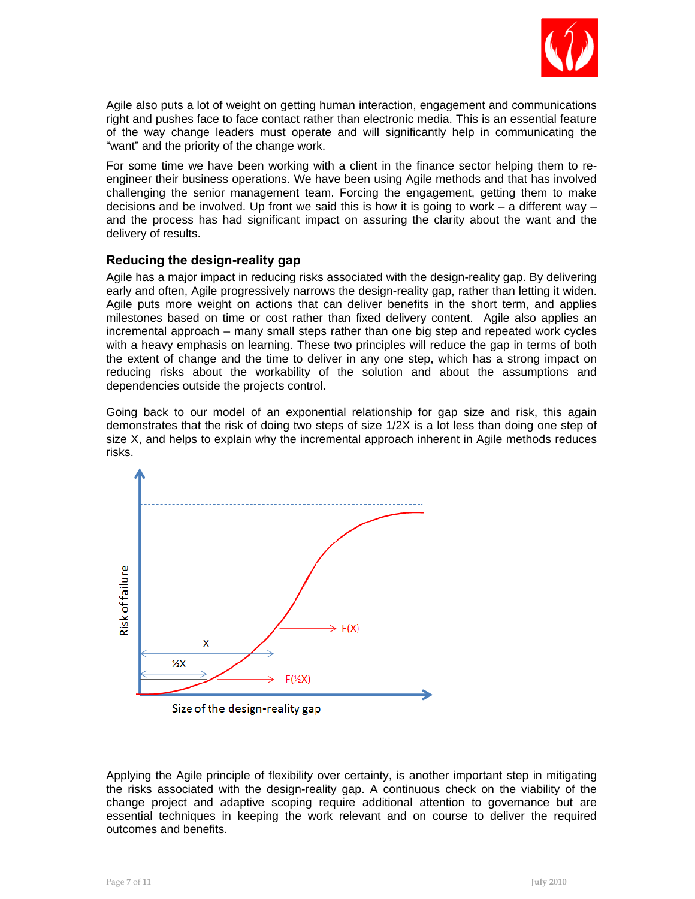Agile also puts a lot of weight on getting human interaction, engagement and communications right and pushes face to face contact rather than electronic media. This is an essential feature of the way change leaders must operate and will significantly help in communicating the "want" and the priority of the change work.

For some time we have been working with a client in the finance sector helping them to re-engineer their business operations. We have been using Agile methods and that has involved challenging the senior management team. Forcing the engagement, getting them to make decisions and be involved. Up front we said this is how it is going to work – a different way – and the process has had significant impact on assuring the clarity about the want and the delivery of results.

### Reducing the design-reality gap

Agile has a major impact in reducing risks associated with the design-reality gap. By delivering early and often, Agile progressively narrows the design-reality gap, rather than letting it widen. Agile puts more weight on actions that can deliver benefits in the short term, and applies milestones based on time or cost rather than fixed delivery content. Agile also applies an incremental approach – many small steps rather than one big step and repeated work cycles with a heavy emphasis on learning. These two principles will reduce the gap in terms of both the extent of change and the time to deliver in any one step, which has a strong impact on reducing risks about the workability of the solution and about the assumptions and dependencies outside the projects control.

Going back to our model of an exponential relationship for gap size and risk, this again demonstrates that the risk of doing two steps of size 1/2X is a lot less than doing one step of size X, and helps to explain why the incremental approach inherent in Agile methods reduces risks.

Applying the Agile principle of flexibility over certainty, is another important step in mitigating the risks associated with the design-reality gap. A continuous check on the viability of the change project and adaptive scoping require additional attention to governance but are essential techniques in keeping the work relevant and on course to deliver the required outcomes and benefits.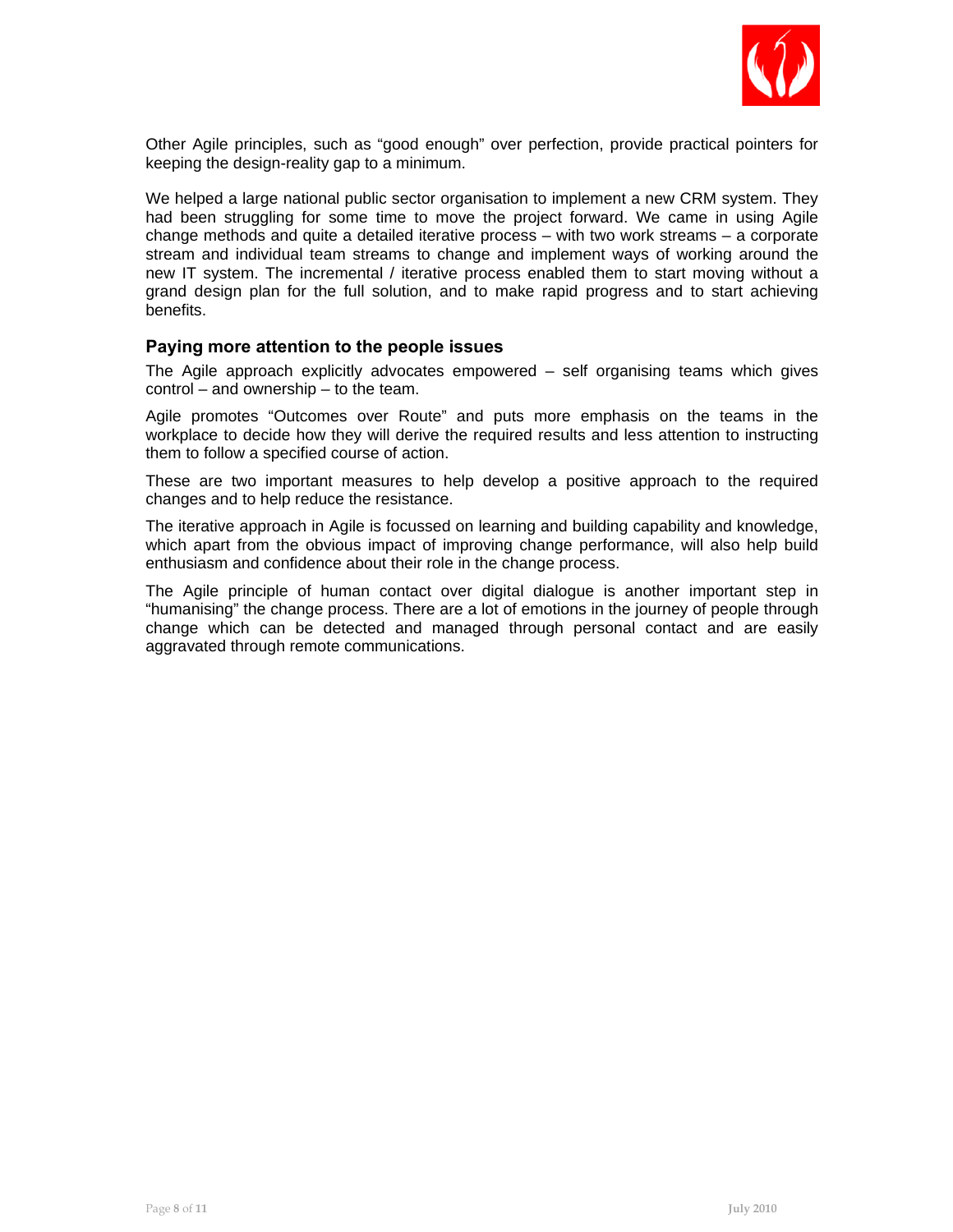Other Agile principles, such as "good enough" over perfection, provide practical pointers for keeping the design-reality gap to a minimum.

We helped a large national public sector organisation to implement a new CRM system. They had been struggling for some time to move the project forward. We came in using Agile change methods and quite a detailed iterative process – with two work streams – a corporate stream and individual team streams to change and implement ways of working around the new IT system. The incremental / iterative process enabled them to start moving without a grand design plan for the full solution, and to make rapid progress and to start achieving benefits.

### Paying more attention to the people issues

The Agile approach explicitly advocates empowered – self organising teams which gives control – and ownership – to the team.

Agile promotes "Outcomes over Route" and puts more emphasis on the teams in the workplace to decide how they will derive the required results and less attention to instructing them to follow a specified course of action.

These are two important measures to help develop a positive approach to the required changes and to help reduce the resistance.

The iterative approach in Agile is focussed on learning and building capability and knowledge, which apart from the obvious impact of improving change performance, will also help build enthusiasm and confidence about their role in the change process.

The Agile principle of human contact over digital dialogue is another important step in "humanising" the change process. There are a lot of emotions in the journey of people through change which can be detected and managed through personal contact and are easily aggravated through remote communications.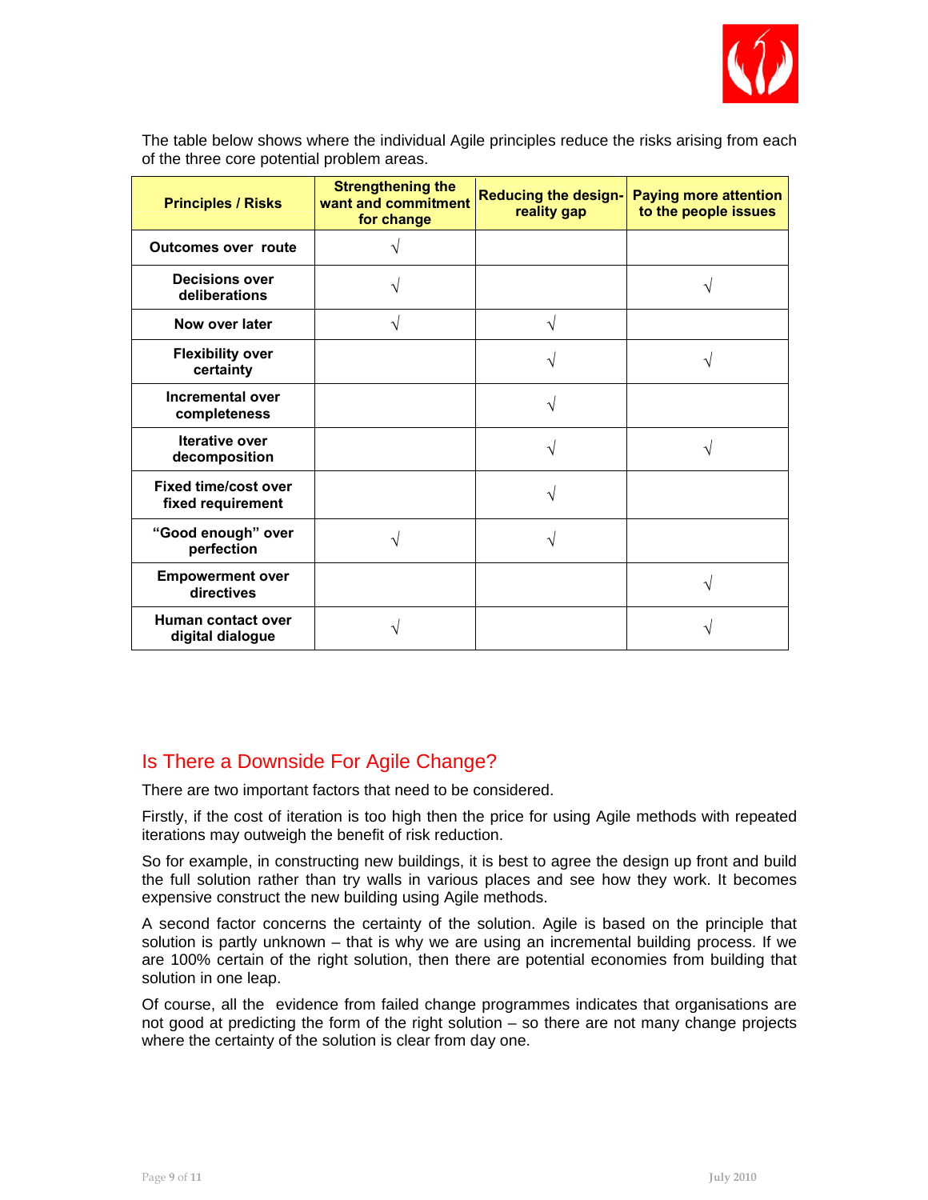The table below shows where the individual Agile principles reduce the risks arising from each of the three core potential problem areas.

| Principles / Risks | Strengthening the want and commitment for change | Reducing the design-reality gap | Paying more attention to the people issues |
|---|---|---|---|
| Outcomes over route | √ | | |
| Decisions over deliberations | √ | | √ |
| Now over later | √ | √ | |
| Flexibility over certainty | | √ | √ |
| Incremental over completeness | | √ | |
| Iterative over decomposition | | √ | √ |
| Fixed time/cost over fixed requirement | | √ | |
| "Good enough" over perfection | √ | √ | |
| Empowerment over directives | | | √ |
| Human contact over digital dialogue | √ | | √ |

## Is There a Downside For Agile Change?

There are two important factors that need to be considered.

Firstly, if the cost of iteration is too high then the price for using Agile methods with repeated iterations may outweigh the benefit of risk reduction.

So for example, in constructing new buildings, it is best to agree the design up front and build the full solution rather than try walls in various places and see how they work. It becomes expensive construct the new building using Agile methods.

A second factor concerns the certainty of the solution. Agile is based on the principle that solution is partly unknown – that is why we are using an incremental building process. If we are 100% certain of the right solution, then there are potential economies from building that solution in one leap.

Of course, all the evidence from failed change programmes indicates that organisations are not good at predicting the form of the right solution – so there are not many change projects where the certainty of the solution is clear from day one.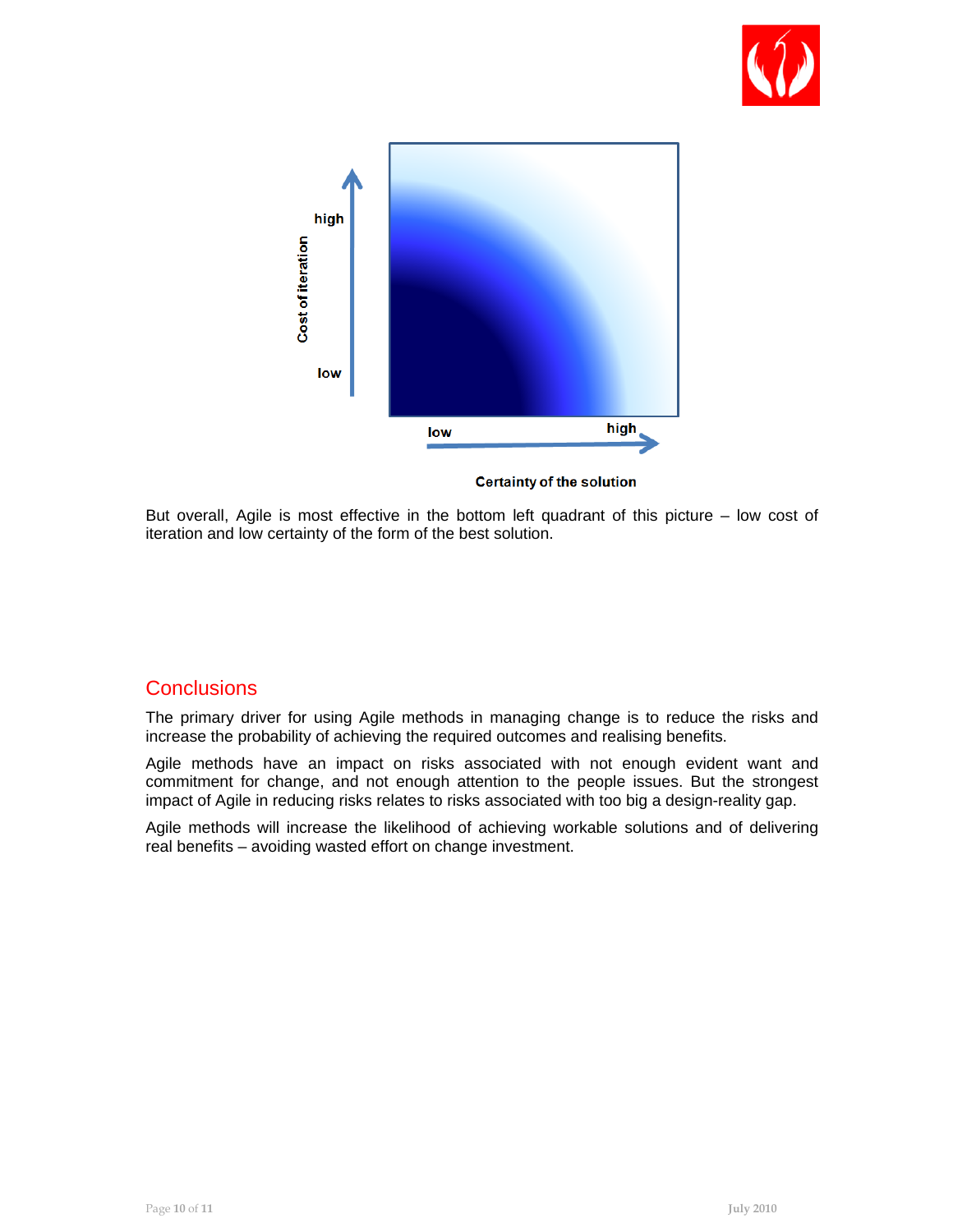But overall, Agile is most effective in the bottom left quadrant of this picture – low cost of iteration and low certainty of the form of the best solution.

## Conclusions

The primary driver for using Agile methods in managing change is to reduce the risks and increase the probability of achieving the required outcomes and realising benefits.

Agile methods have an impact on risks associated with not enough evident want and commitment for change, and not enough attention to the people issues. But the strongest impact of Agile in reducing risks relates to risks associated with too big a design-reality gap.

Agile methods will increase the likelihood of achieving workable solutions and of delivering real benefits – avoiding wasted effort on change investment.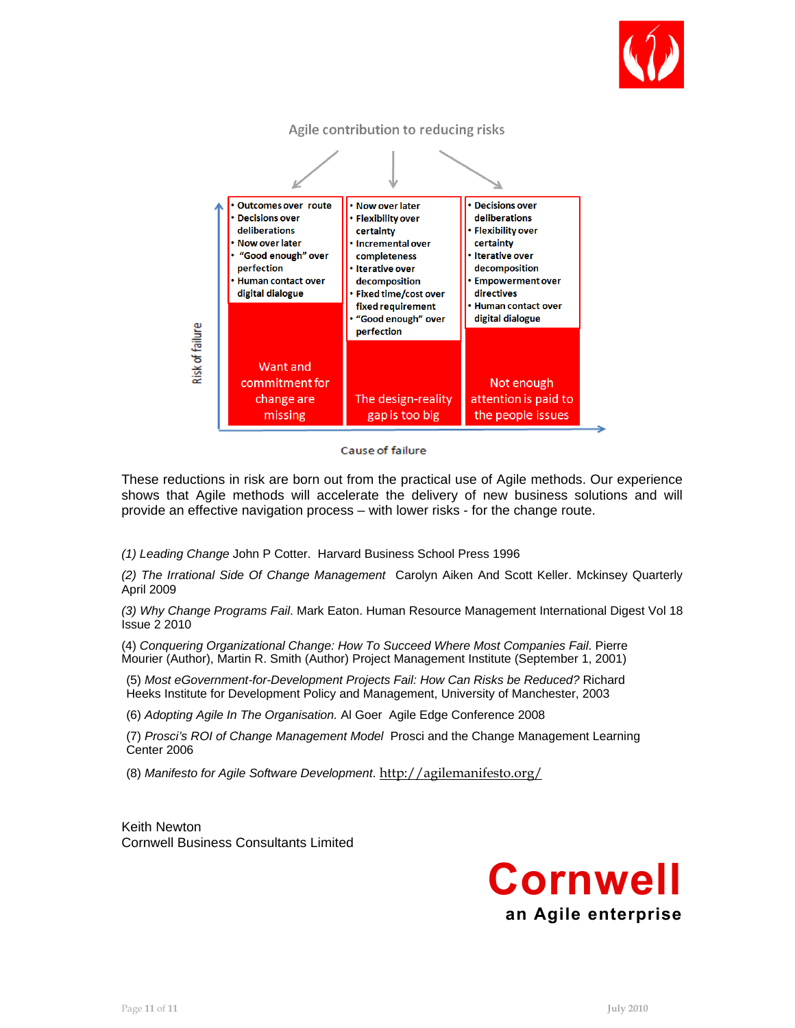Agile contribution to reducing risks

- Outcomes over route
- Decisions over deliberations
- Now over later
- "Good enough" over perfection
- Human contact over digital dialogue

Want and commitment for change are missing

- Now over later
- Flexibility over certainty
- Incremental over completeness
- Iterative over decomposition
- Fixed time/cost over fixed requirement
- "Good enough" over perfection

The design-reality gap is too big

- Decisions over deliberations
- Flexibility over certainty
- Iterative over decomposition
- Empowerment over directives
- Human contact over digital dialogue

Not enough attention is paid to the people issues

Risk of failure

Cause of failure

These reductions in risk are born out from the practical use of Agile methods. Our experience shows that Agile methods will accelerate the delivery of new business solutions and will provide an effective navigation process – with lower risks - for the change route.

*(1) Leading Change* John P Cotter. Harvard Business School Press 1996

*(2) The Irrational Side Of Change Management* Carolyn Aiken And Scott Keller. Mckinsey Quarterly April 2009

*(3) Why Change Programs Fail*. Mark Eaton. Human Resource Management International Digest Vol 18 Issue 2 2010

(4) *Conquering Organizational Change: How To Succeed Where Most Companies Fail*. Pierre Mourier (Author), Martin R. Smith (Author) Project Management Institute (September 1, 2001)

(5) *Most eGovernment-for-Development Projects Fail: How Can Risks be Reduced?* Richard Heeks Institute for Development Policy and Management, University of Manchester, 2003

(6) *Adopting Agile In The Organisation.* Al Goer Agile Edge Conference 2008

(7) *Prosci's ROI of Change Management Model* Prosci and the Change Management Learning Center 2006

(8) *Manifesto for Agile Software Development*. http://agilemanifesto.org/

Keith Newton
Cornwell Business Consultants Limited

**Cornwell**
**an Agile enterprise**